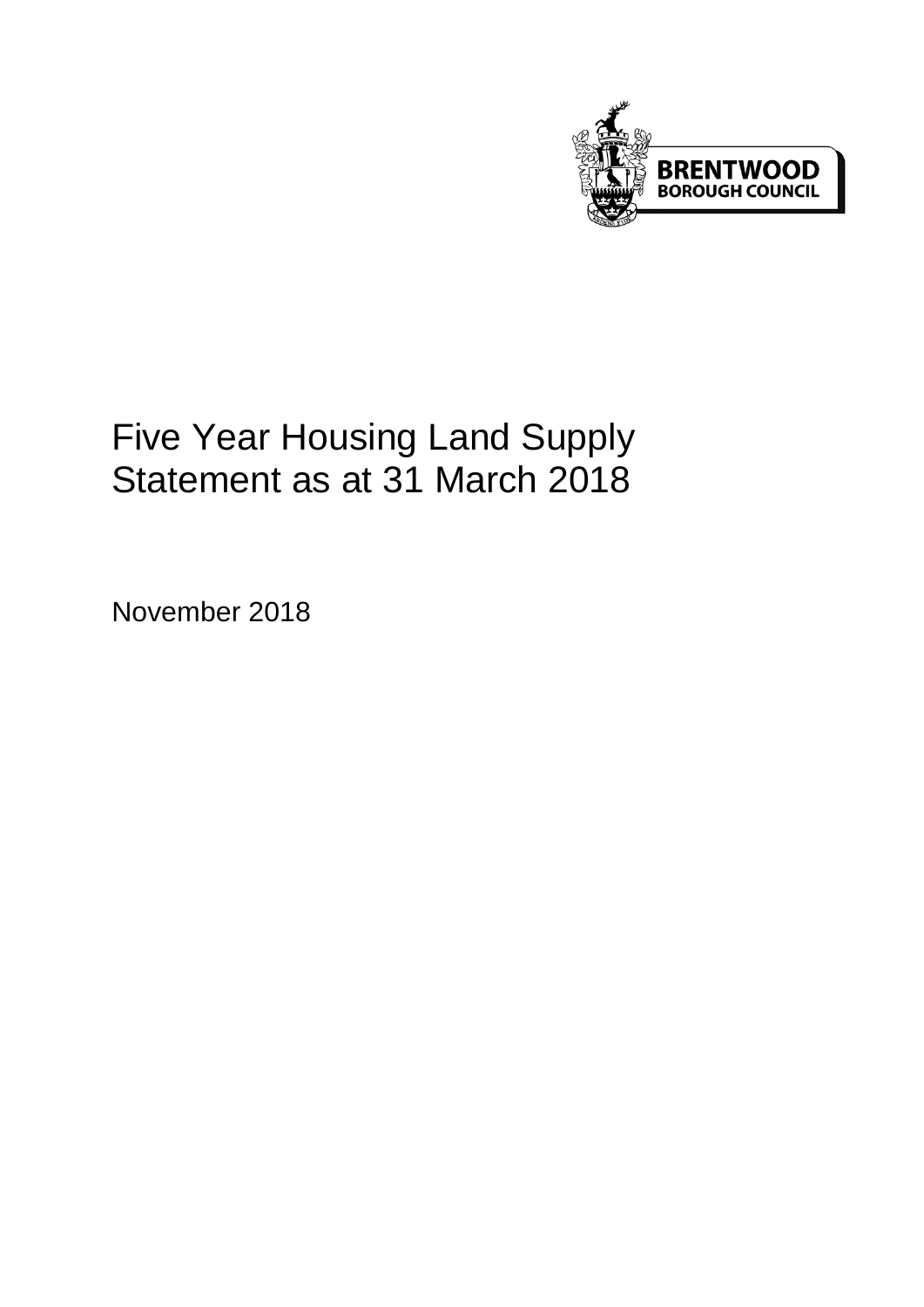BRENTWOOD
BOROUGH COUNCIL

# Five Year Housing Land Supply Statement as at 31 March 2018

November 2018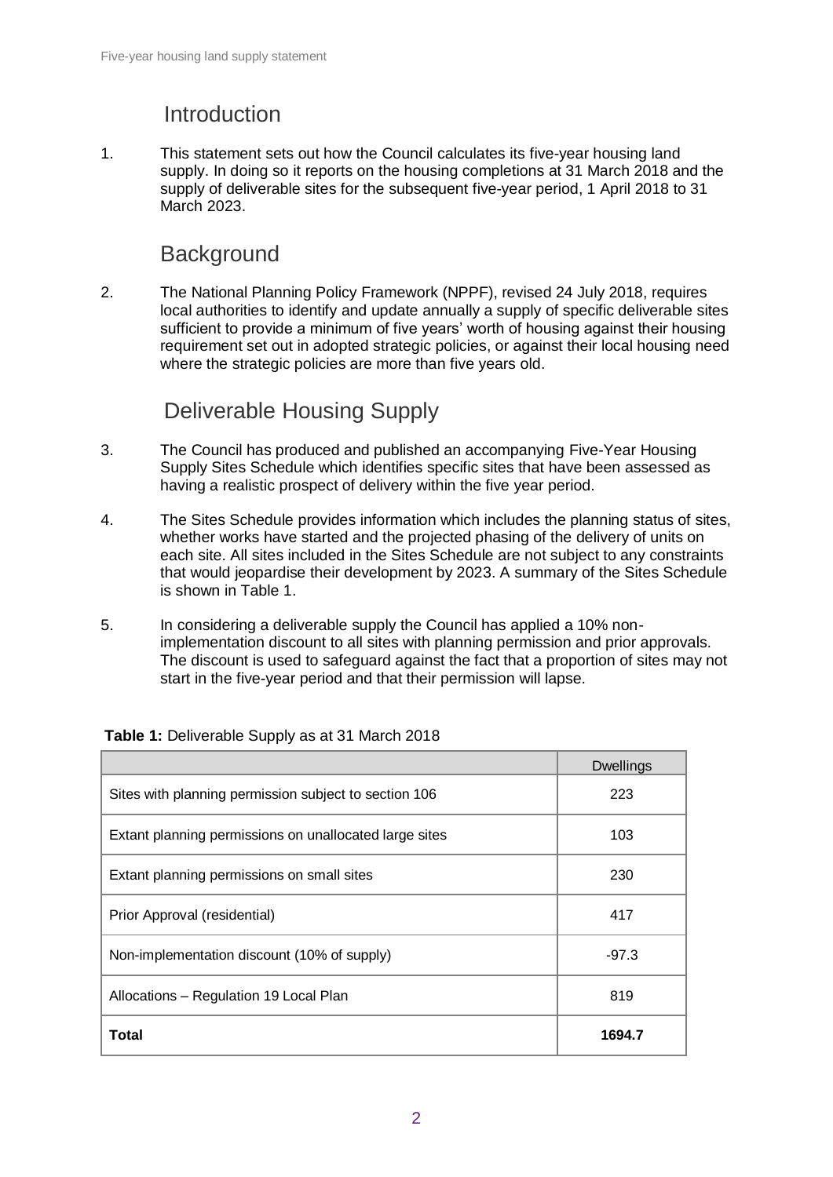## Introduction

1. This statement sets out how the Council calculates its five-year housing land supply. In doing so it reports on the housing completions at 31 March 2018 and the supply of deliverable sites for the subsequent five-year period, 1 April 2018 to 31 March 2023.

## Background

2. The National Planning Policy Framework (NPPF), revised 24 July 2018, requires local authorities to identify and update annually a supply of specific deliverable sites sufficient to provide a minimum of five years' worth of housing against their housing requirement set out in adopted strategic policies, or against their local housing need where the strategic policies are more than five years old.

## Deliverable Housing Supply

3. The Council has produced and published an accompanying Five-Year Housing Supply Sites Schedule which identifies specific sites that have been assessed as having a realistic prospect of delivery within the five year period.

4. The Sites Schedule provides information which includes the planning status of sites, whether works have started and the projected phasing of the delivery of units on each site. All sites included in the Sites Schedule are not subject to any constraints that would jeopardise their development by 2023. A summary of the Sites Schedule is shown in Table 1.

5. In considering a deliverable supply the Council has applied a 10% non-implementation discount to all sites with planning permission and prior approvals. The discount is used to safeguard against the fact that a proportion of sites may not start in the five-year period and that their permission will lapse.

**Table 1:** Deliverable Supply as at 31 March 2018

| | Dwellings |
|---|---|
| Sites with planning permission subject to section 106 | 223 |
| Extant planning permissions on unallocated large sites | 103 |
| Extant planning permissions on small sites | 230 |
| Prior Approval (residential) | 417 |
| Non-implementation discount (10% of supply) | -97.3 |
| Allocations – Regulation 19 Local Plan | 819 |
| **Total** | **1694.7** |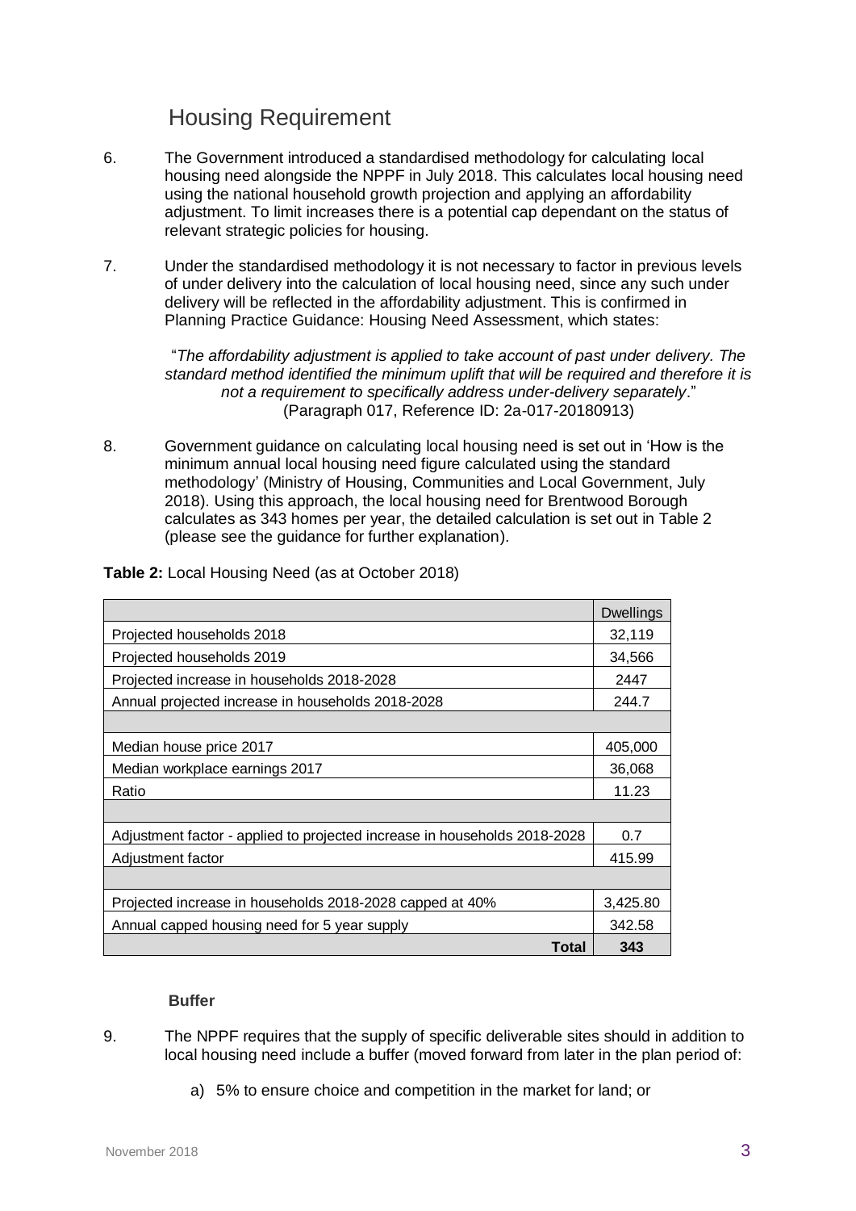## Housing Requirement

6. The Government introduced a standardised methodology for calculating local housing need alongside the NPPF in July 2018. This calculates local housing need using the national household growth projection and applying an affordability adjustment. To limit increases there is a potential cap dependant on the status of relevant strategic policies for housing.

7. Under the standardised methodology it is not necessary to factor in previous levels of under delivery into the calculation of local housing need, since any such under delivery will be reflected in the affordability adjustment. This is confirmed in Planning Practice Guidance: Housing Need Assessment, which states:

> "*The affordability adjustment is applied to take account of past under delivery. The standard method identified the minimum uplift that will be required and therefore it is not a requirement to specifically address under-delivery separately*."
> (Paragraph 017, Reference ID: 2a-017-20180913)

8. Government guidance on calculating local housing need is set out in 'How is the minimum annual local housing need figure calculated using the standard methodology' (Ministry of Housing, Communities and Local Government, July 2018). Using this approach, the local housing need for Brentwood Borough calculates as 343 homes per year, the detailed calculation is set out in Table 2 (please see the guidance for further explanation).

**Table 2:** Local Housing Need (as at October 2018)

| | Dwellings |
|---|---|
| Projected households 2018 | 32,119 |
| Projected households 2019 | 34,566 |
| Projected increase in households 2018-2028 | 2447 |
| Annual projected increase in households 2018-2028 | 244.7 |
| | |
| Median house price 2017 | 405,000 |
| Median workplace earnings 2017 | 36,068 |
| Ratio | 11.23 |
| | |
| Adjustment factor - applied to projected increase in households 2018-2028 | 0.7 |
| Adjustment factor | 415.99 |
| | |
| Projected increase in households 2018-2028 capped at 40% | 3,425.80 |
| Annual capped housing need for 5 year supply | 342.58 |
| **Total** | **343** |

**Buffer**

9. The NPPF requires that the supply of specific deliverable sites should in addition to local housing need include a buffer (moved forward from later in the plan period of:

   a) 5% to ensure choice and competition in the market for land; or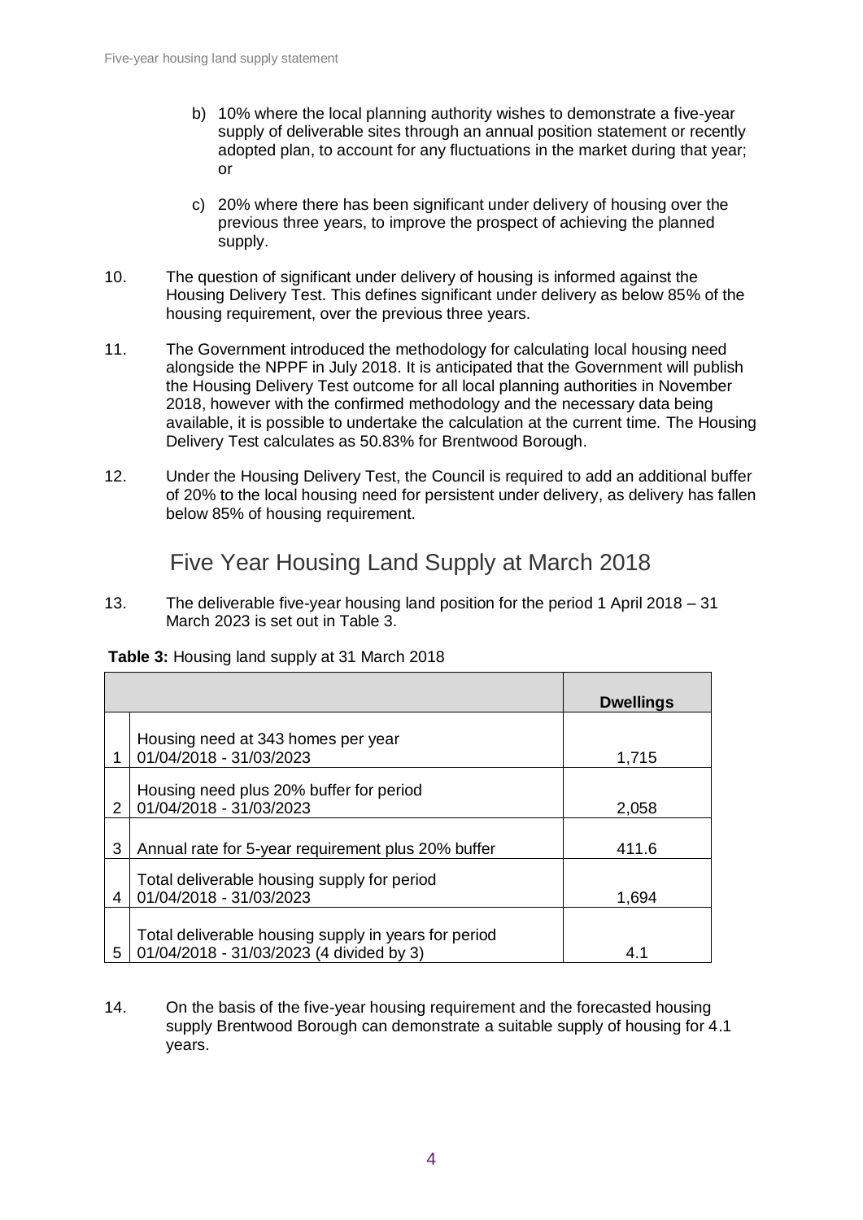b) 10% where the local planning authority wishes to demonstrate a five-year supply of deliverable sites through an annual position statement or recently adopted plan, to account for any fluctuations in the market during that year; or

c) 20% where there has been significant under delivery of housing over the previous three years, to improve the prospect of achieving the planned supply.

10. The question of significant under delivery of housing is informed against the Housing Delivery Test. This defines significant under delivery as below 85% of the housing requirement, over the previous three years.

11. The Government introduced the methodology for calculating local housing need alongside the NPPF in July 2018. It is anticipated that the Government will publish the Housing Delivery Test outcome for all local planning authorities in November 2018, however with the confirmed methodology and the necessary data being available, it is possible to undertake the calculation at the current time. The Housing Delivery Test calculates as 50.83% for Brentwood Borough.

12. Under the Housing Delivery Test, the Council is required to add an additional buffer of 20% to the local housing need for persistent under delivery, as delivery has fallen below 85% of housing requirement.

## Five Year Housing Land Supply at March 2018

13. The deliverable five-year housing land position for the period 1 April 2018 – 31 March 2023 is set out in Table 3.

**Table 3:** Housing land supply at 31 March 2018

| | | Dwellings |
|---|---|---|
| 1 | Housing need at 343 homes per year 01/04/2018 - 31/03/2023 | 1,715 |
| 2 | Housing need plus 20% buffer for period 01/04/2018 - 31/03/2023 | 2,058 |
| 3 | Annual rate for 5-year requirement plus 20% buffer | 411.6 |
| 4 | Total deliverable housing supply for period 01/04/2018 - 31/03/2023 | 1,694 |
| 5 | Total deliverable housing supply in years for period 01/04/2018 - 31/03/2023 (4 divided by 3) | 4.1 |

14. On the basis of the five-year housing requirement and the forecasted housing supply Brentwood Borough can demonstrate a suitable supply of housing for 4.1 years.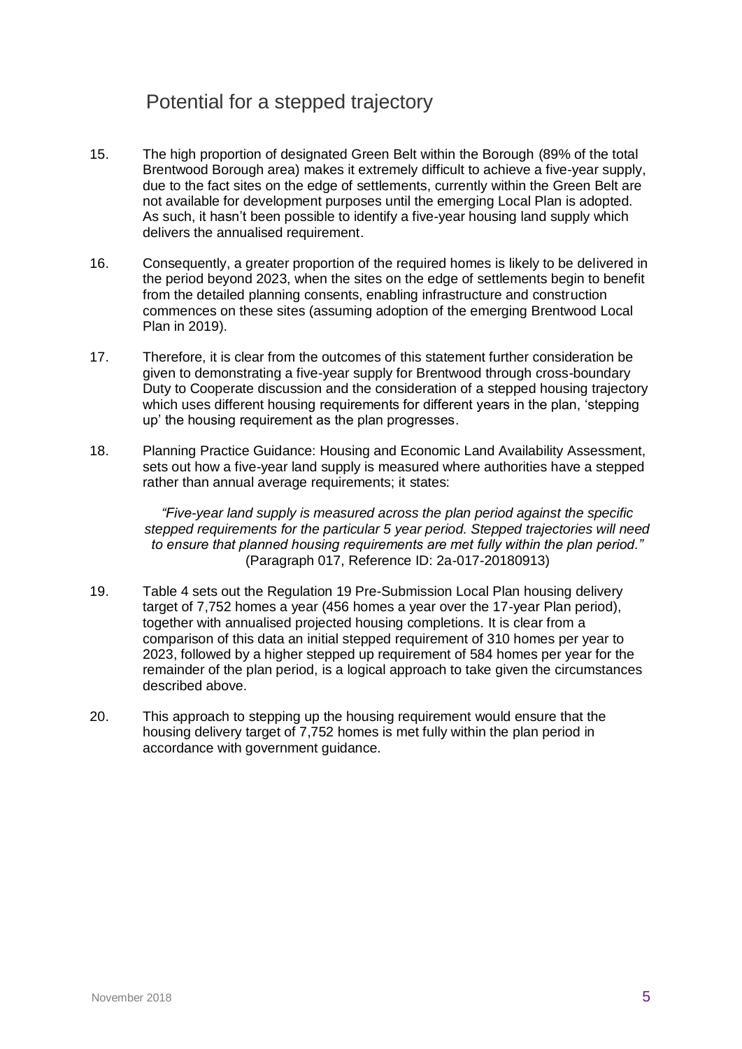## Potential for a stepped trajectory

15. The high proportion of designated Green Belt within the Borough (89% of the total Brentwood Borough area) makes it extremely difficult to achieve a five-year supply, due to the fact sites on the edge of settlements, currently within the Green Belt are not available for development purposes until the emerging Local Plan is adopted. As such, it hasn't been possible to identify a five-year housing land supply which delivers the annualised requirement.

16. Consequently, a greater proportion of the required homes is likely to be delivered in the period beyond 2023, when the sites on the edge of settlements begin to benefit from the detailed planning consents, enabling infrastructure and construction commences on these sites (assuming adoption of the emerging Brentwood Local Plan in 2019).

17. Therefore, it is clear from the outcomes of this statement further consideration be given to demonstrating a five-year supply for Brentwood through cross-boundary Duty to Cooperate discussion and the consideration of a stepped housing trajectory which uses different housing requirements for different years in the plan, 'stepping up' the housing requirement as the plan progresses.

18. Planning Practice Guidance: Housing and Economic Land Availability Assessment, sets out how a five-year land supply is measured where authorities have a stepped rather than annual average requirements; it states:

> *"Five-year land supply is measured across the plan period against the specific stepped requirements for the particular 5 year period. Stepped trajectories will need to ensure that planned housing requirements are met fully within the plan period."*
> (Paragraph 017, Reference ID: 2a-017-20180913)

19. Table 4 sets out the Regulation 19 Pre-Submission Local Plan housing delivery target of 7,752 homes a year (456 homes a year over the 17-year Plan period), together with annualised projected housing completions. It is clear from a comparison of this data an initial stepped requirement of 310 homes per year to 2023, followed by a higher stepped up requirement of 584 homes per year for the remainder of the plan period, is a logical approach to take given the circumstances described above.

20. This approach to stepping up the housing requirement would ensure that the housing delivery target of 7,752 homes is met fully within the plan period in accordance with government guidance.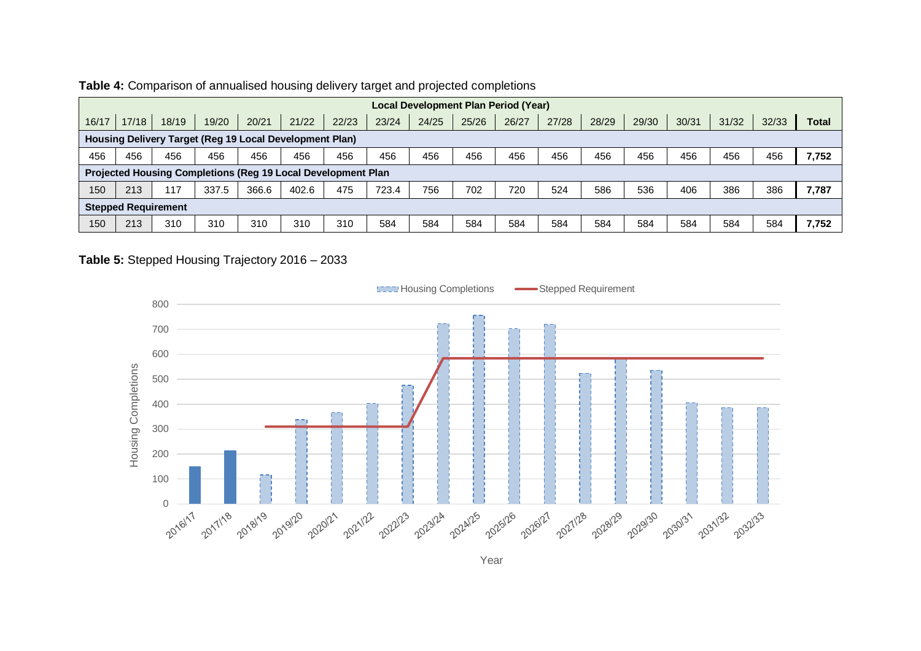**Table 4:** Comparison of annualised housing delivery target and projected completions

| Local Development Plan Period (Year) | | | | | | | | | | | | | | | | | |
|---|---|---|---|---|---|---|---|---|---|---|---|---|---|---|---|---|---|
| 16/17 | 17/18 | 18/19 | 19/20 | 20/21 | 21/22 | 22/23 | 23/24 | 24/25 | 25/26 | 26/27 | 27/28 | 28/29 | 29/30 | 30/31 | 31/32 | 32/33 | Total |
| **Housing Delivery Target (Reg 19 Local Development Plan)** | | | | | | | | | | | | | | | | | |
| 456 | 456 | 456 | 456 | 456 | 456 | 456 | 456 | 456 | 456 | 456 | 456 | 456 | 456 | 456 | 456 | 456 | **7,752** |
| **Projected Housing Completions (Reg 19 Local Development Plan** | | | | | | | | | | | | | | | | | |
| 150 | 213 | 117 | 337.5 | 366.6 | 402.6 | 475 | 723.4 | 756 | 702 | 720 | 524 | 586 | 536 | 406 | 386 | 386 | **7,787** |
| **Stepped Requirement** | | | | | | | | | | | | | | | | | |
| 150 | 213 | 310 | 310 | 310 | 310 | 310 | 584 | 584 | 584 | 584 | 584 | 584 | 584 | 584 | 584 | 584 | **7,752** |

**Table 5:** Stepped Housing Trajectory 2016 – 2033

| Year | Housing Completions | Stepped Requirement |
|---|---|---|
| 2016/17 | 150 | |
| 2017/18 | 213 | |
| 2018/19 | 117 | 310 |
| 2019/20 | 337.5 | 310 |
| 2020/21 | 366.6 | 310 |
| 2021/22 | 402.6 | 310 |
| 2022/23 | 475 | 310 |
| 2023/24 | 723.4 | 584 |
| 2024/25 | 756 | 584 |
| 2025/26 | 702 | 584 |
| 2026/27 | 720 | 584 |
| 2027/28 | 524 | 584 |
| 2028/29 | 586 | 584 |
| 2029/30 | 536 | 584 |
| 2030/31 | 406 | 584 |
| 2031/32 | 386 | 584 |
| 2032/33 | 386 | 584 |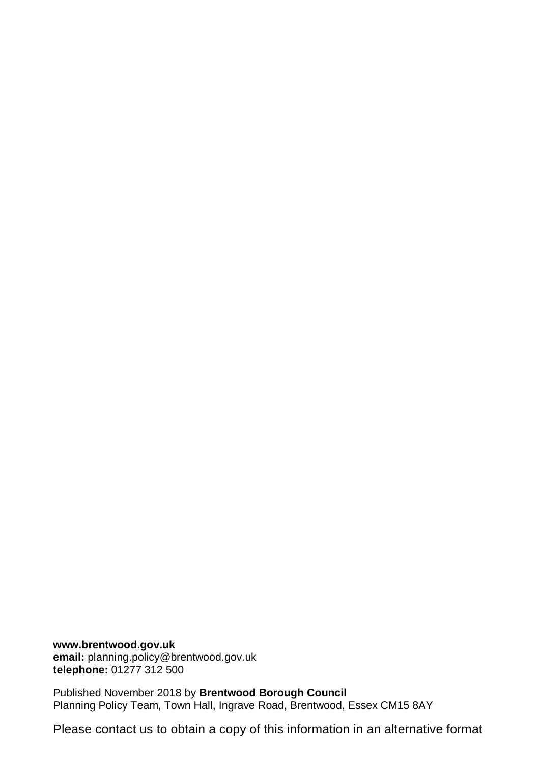**www.brentwood.gov.uk**
**email:** planning.policy@brentwood.gov.uk
**telephone:** 01277 312 500

Published November 2018 by **Brentwood Borough Council**
Planning Policy Team, Town Hall, Ingrave Road, Brentwood, Essex CM15 8AY

Please contact us to obtain a copy of this information in an alternative format